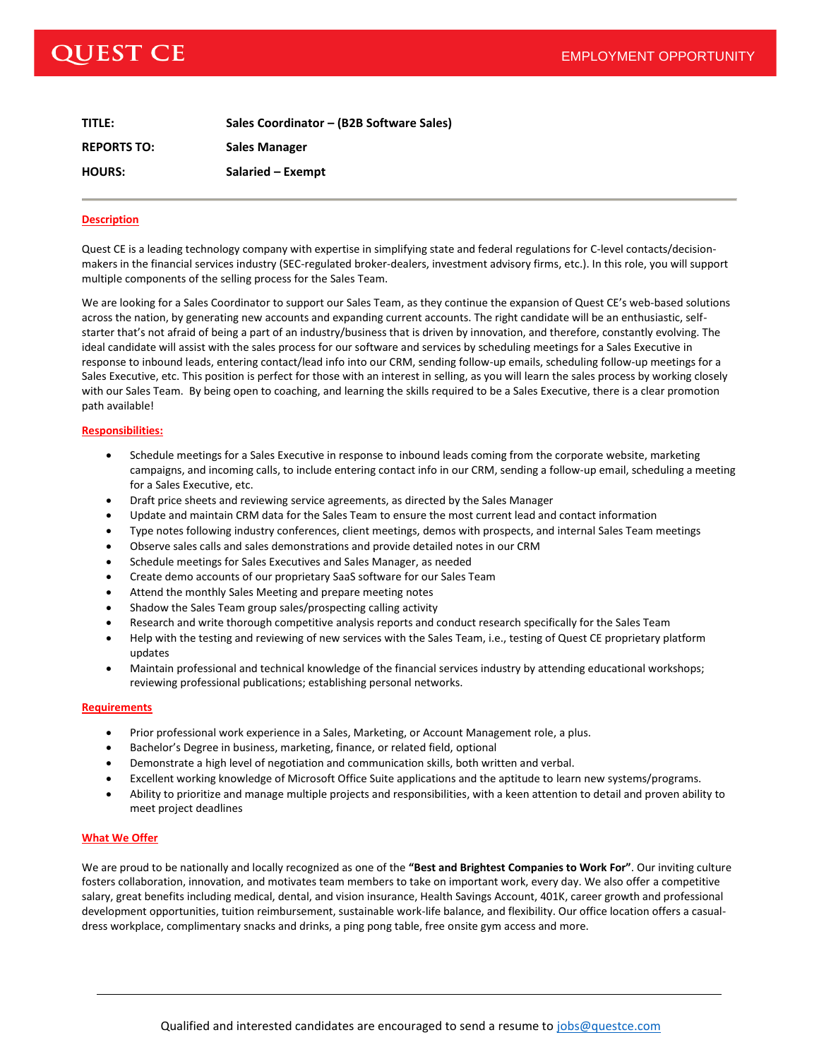# QUEST CE

EMPLOYMENT OPPORTUNITY

| | |
|---|---|
| **TITLE:** | **Sales Coordinator – (B2B Software Sales)** |
| **REPORTS TO:** | **Sales Manager** |
| **HOURS:** | **Salaried – Exempt** |

## Description

Quest CE is a leading technology company with expertise in simplifying state and federal regulations for C-level contacts/decision-makers in the financial services industry (SEC-regulated broker-dealers, investment advisory firms, etc.). In this role, you will support multiple components of the selling process for the Sales Team.

We are looking for a Sales Coordinator to support our Sales Team, as they continue the expansion of Quest CE's web-based solutions across the nation, by generating new accounts and expanding current accounts. The right candidate will be an enthusiastic, self-starter that's not afraid of being a part of an industry/business that is driven by innovation, and therefore, constantly evolving. The ideal candidate will assist with the sales process for our software and services by scheduling meetings for a Sales Executive in response to inbound leads, entering contact/lead info into our CRM, sending follow-up emails, scheduling follow-up meetings for a Sales Executive, etc. This position is perfect for those with an interest in selling, as you will learn the sales process by working closely with our Sales Team. By being open to coaching, and learning the skills required to be a Sales Executive, there is a clear promotion path available!

## Responsibilities:

- Schedule meetings for a Sales Executive in response to inbound leads coming from the corporate website, marketing campaigns, and incoming calls, to include entering contact info in our CRM, sending a follow-up email, scheduling a meeting for a Sales Executive, etc.
- Draft price sheets and reviewing service agreements, as directed by the Sales Manager
- Update and maintain CRM data for the Sales Team to ensure the most current lead and contact information
- Type notes following industry conferences, client meetings, demos with prospects, and internal Sales Team meetings
- Observe sales calls and sales demonstrations and provide detailed notes in our CRM
- Schedule meetings for Sales Executives and Sales Manager, as needed
- Create demo accounts of our proprietary SaaS software for our Sales Team
- Attend the monthly Sales Meeting and prepare meeting notes
- Shadow the Sales Team group sales/prospecting calling activity
- Research and write thorough competitive analysis reports and conduct research specifically for the Sales Team
- Help with the testing and reviewing of new services with the Sales Team, i.e., testing of Quest CE proprietary platform updates
- Maintain professional and technical knowledge of the financial services industry by attending educational workshops; reviewing professional publications; establishing personal networks.

## Requirements

- Prior professional work experience in a Sales, Marketing, or Account Management role, a plus.
- Bachelor's Degree in business, marketing, finance, or related field, optional
- Demonstrate a high level of negotiation and communication skills, both written and verbal.
- Excellent working knowledge of Microsoft Office Suite applications and the aptitude to learn new systems/programs.
- Ability to prioritize and manage multiple projects and responsibilities, with a keen attention to detail and proven ability to meet project deadlines

## What We Offer

We are proud to be nationally and locally recognized as one of the **"Best and Brightest Companies to Work For"**. Our inviting culture fosters collaboration, innovation, and motivates team members to take on important work, every day. We also offer a competitive salary, great benefits including medical, dental, and vision insurance, Health Savings Account, 401K, career growth and professional development opportunities, tuition reimbursement, sustainable work-life balance, and flexibility. Our office location offers a casual-dress workplace, complimentary snacks and drinks, a ping pong table, free onsite gym access and more.

---

Qualified and interested candidates are encouraged to send a resume to jobs@questce.com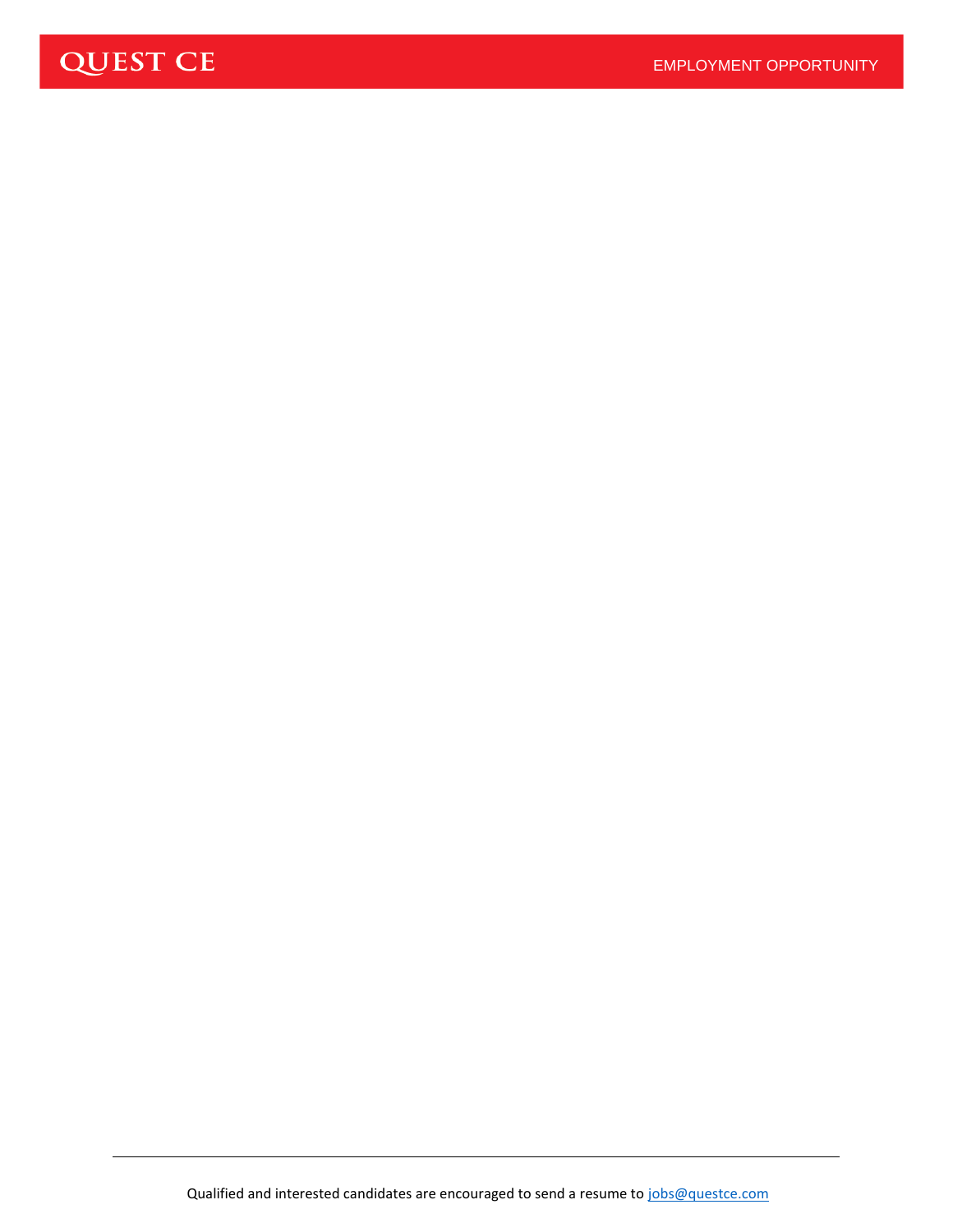Qualified and interested candidates are encouraged to send a resume to jobs@questce.com